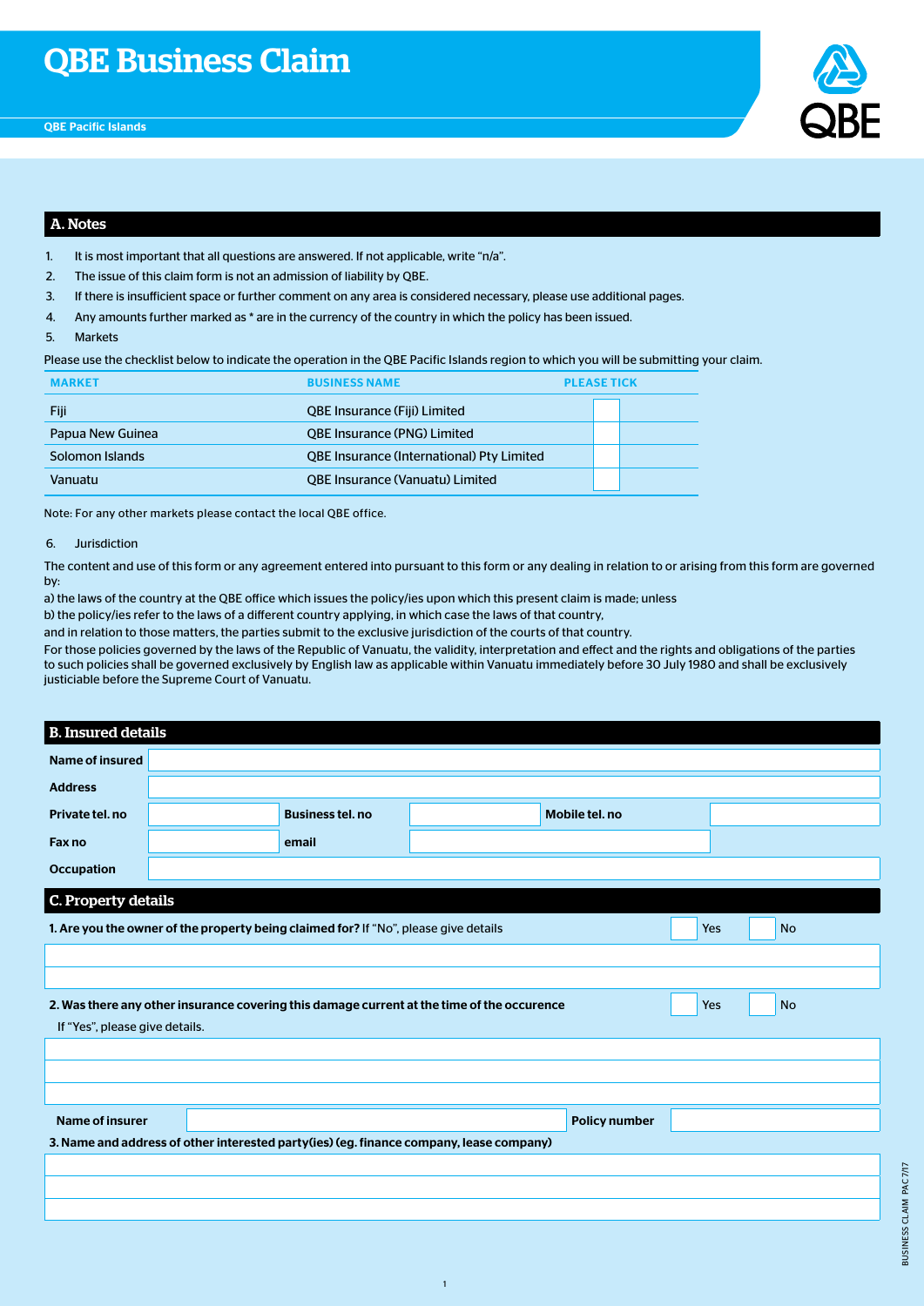# QBE Business Claim

QBE Pacific Islands

## A. Notes

1. It is most important that all questions are answered. If not applicable, write "n/a".
2. The issue of this claim form is not an admission of liability by QBE.
3. If there is insufficient space or further comment on any area is considered necessary, please use additional pages.
4. Any amounts further marked as * are in the currency of the country in which the policy has been issued.
5. Markets

Please use the checklist below to indicate the operation in the QBE Pacific Islands region to which you will be submitting your claim.

| MARKET | BUSINESS NAME | PLEASE TICK |
|---|---|---|
| Fiji | QBE Insurance (Fiji) Limited | |
| Papua New Guinea | QBE Insurance (PNG) Limited | |
| Solomon Islands | QBE Insurance (International) Pty Limited | |
| Vanuatu | QBE Insurance (Vanuatu) Limited | |

Note: For any other markets please contact the local QBE office.

6. Jurisdiction

The content and use of this form or any agreement entered into pursuant to this form or any dealing in relation to or arising from this form are governed by:

a) the laws of the country at the QBE office which issues the policy/ies upon which this present claim is made; unless

b) the policy/ies refer to the laws of a different country applying, in which case the laws of that country,

and in relation to those matters, the parties submit to the exclusive jurisdiction of the courts of that country.

For those policies governed by the laws of the Republic of Vanuatu, the validity, interpretation and effect and the rights and obligations of the parties to such policies shall be governed exclusively by English law as applicable within Vanuatu immediately before 30 July 1980 and shall be exclusively justiciable before the Supreme Court of Vanuatu.

## B. Insured details

| | | | | | |
|---|---|---|---|---|---|
| **Name of insured** | | | | | |
| **Address** | | | | | |
| **Private tel. no** | | **Business tel. no** | | **Mobile tel. no** | |
| **Fax no** | | **email** | | | |
| **Occupation** | | | | | |

## C. Property details

**1. Are you the owner of the property being claimed for?** If "No", please give details ☐ Yes ☐ No

**2. Was there any other insurance covering this damage current at the time of the occurence** ☐ Yes ☐ No

If "Yes", please give details.

| | | | |
|---|---|---|---|
| **Name of insurer** | | **Policy number** | |

**3. Name and address of other interested party(ies) (eg. finance company, lease company)**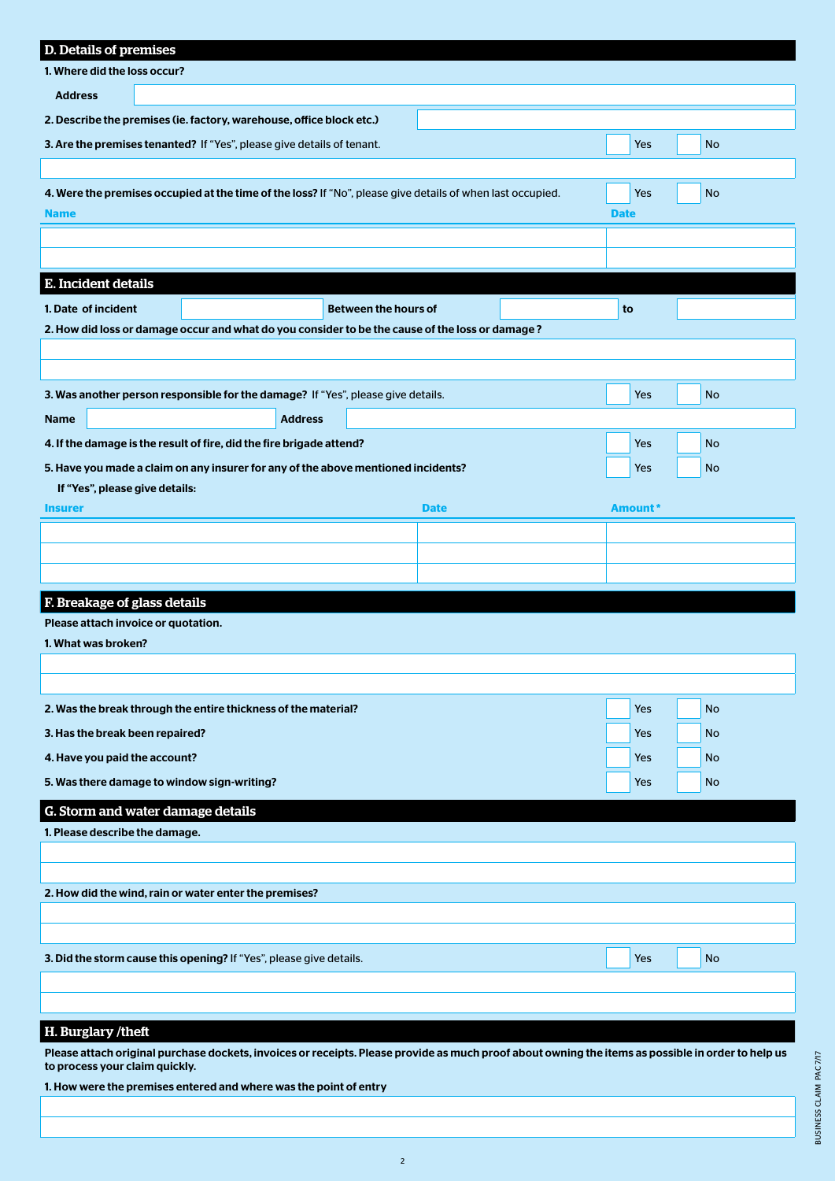## D. Details of premises

**1. Where did the loss occur?**

**Address**

**2. Describe the premises (ie. factory, warehouse, office block etc.)**

**3. Are the premises tenanted?** If "Yes", please give details of tenant. ☐ Yes ☐ No

**4. Were the premises occupied at the time of the loss?** If "No", please give details of when last occupied. ☐ Yes ☐ No

| Name | Date |
|---|---|
| | |
| | |

## E. Incident details

**1. Date of incident** &nbsp;&nbsp;&nbsp; **Between the hours of** &nbsp;&nbsp;&nbsp; **to**

**2. How did loss or damage occur and what do you consider to be the cause of the loss or damage?**

**3. Was another person responsible for the damage?** If "Yes", please give details. ☐ Yes ☐ No

**Name** &nbsp;&nbsp;&nbsp; **Address**

**4. If the damage is the result of fire, did the fire brigade attend?** ☐ Yes ☐ No

**5. Have you made a claim on any insurer for any of the above mentioned incidents?** ☐ Yes ☐ No

**If "Yes", please give details:**

| Insurer | Date | Amount* |
|---|---|---|
| | | |
| | | |
| | | |

## F. Breakage of glass details

**Please attach invoice or quotation.**

**1. What was broken?**

**2. Was the break through the entire thickness of the material?** ☐ Yes ☐ No

**3. Has the break been repaired?** ☐ Yes ☐ No

**4. Have you paid the account?** ☐ Yes ☐ No

**5. Was there damage to window sign-writing?** ☐ Yes ☐ No

## G. Storm and water damage details

**1. Please describe the damage.**

**2. How did the wind, rain or water enter the premises?**

**3. Did the storm cause this opening?** If "Yes", please give details. ☐ Yes ☐ No

## H. Burglary /theft

**Please attach original purchase dockets, invoices or receipts. Please provide as much proof about owning the items as possible in order to help us to process your claim quickly.**

**1. How were the premises entered and where was the point of entry**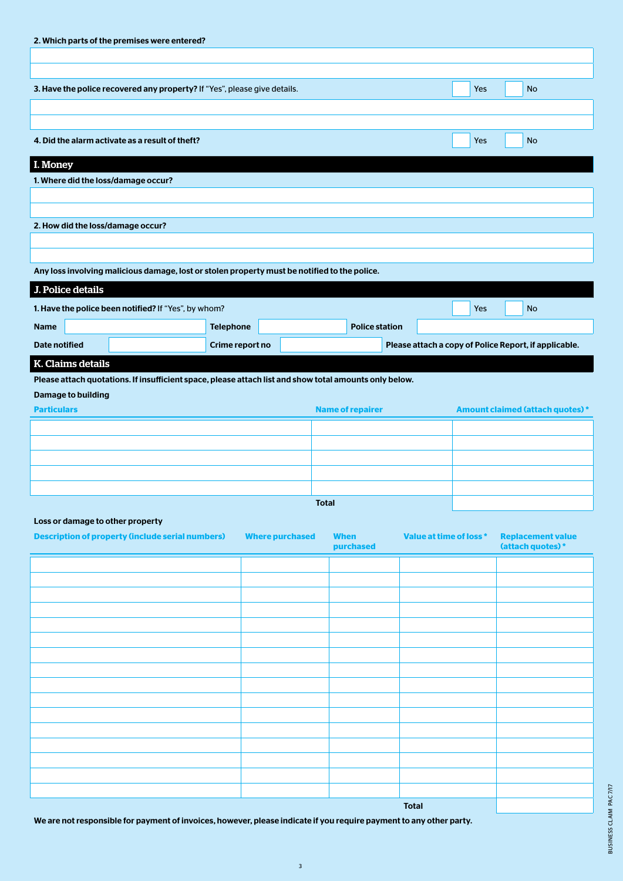**2. Which parts of the premises were entered?**

**3. Have the police recovered any property?** If "Yes", please give details. ☐ Yes ☐ No

**4. Did the alarm activate as a result of theft?** ☐ Yes ☐ No

## I. Money

**1. Where did the loss/damage occur?**

**2. How did the loss/damage occur?**

**Any loss involving malicious damage, lost or stolen property must be notified to the police.**

## J. Police details

**1. Have the police been notified?** If "Yes", by whom? ☐ Yes ☐ No

**Name** | **Telephone** | **Police station**

**Date notified** | **Crime report no** | **Please attach a copy of Police Report, if applicable.**

## K. Claims details

**Please attach quotations. If insufficient space, please attach list and show total amounts only below.**

**Damage to building**

| Particulars | Name of repairer | Amount claimed (attach quotes) * |
|---|---|---|
| | | |
| | | |
| | | |
| | | |
| | | |
| | **Total** | |

**Loss or damage to other property**

| Description of property (include serial numbers) | Where purchased | When purchased | Value at time of loss * | Replacement value (attach quotes) * |
|---|---|---|---|---|
| | | | | |
| | | | | |
| | | | | |
| | | | | |
| | | | | |
| | | | | |
| | | | | |
| | | | | |
| | | | | |
| | | | | |
| | | | | |
| | | | | |
| | | | | |
| | | | | |
| | | | | |
| | | | | |
| | | | **Total** | |

**We are not responsible for payment of invoices, however, please indicate if you require payment to any other party.**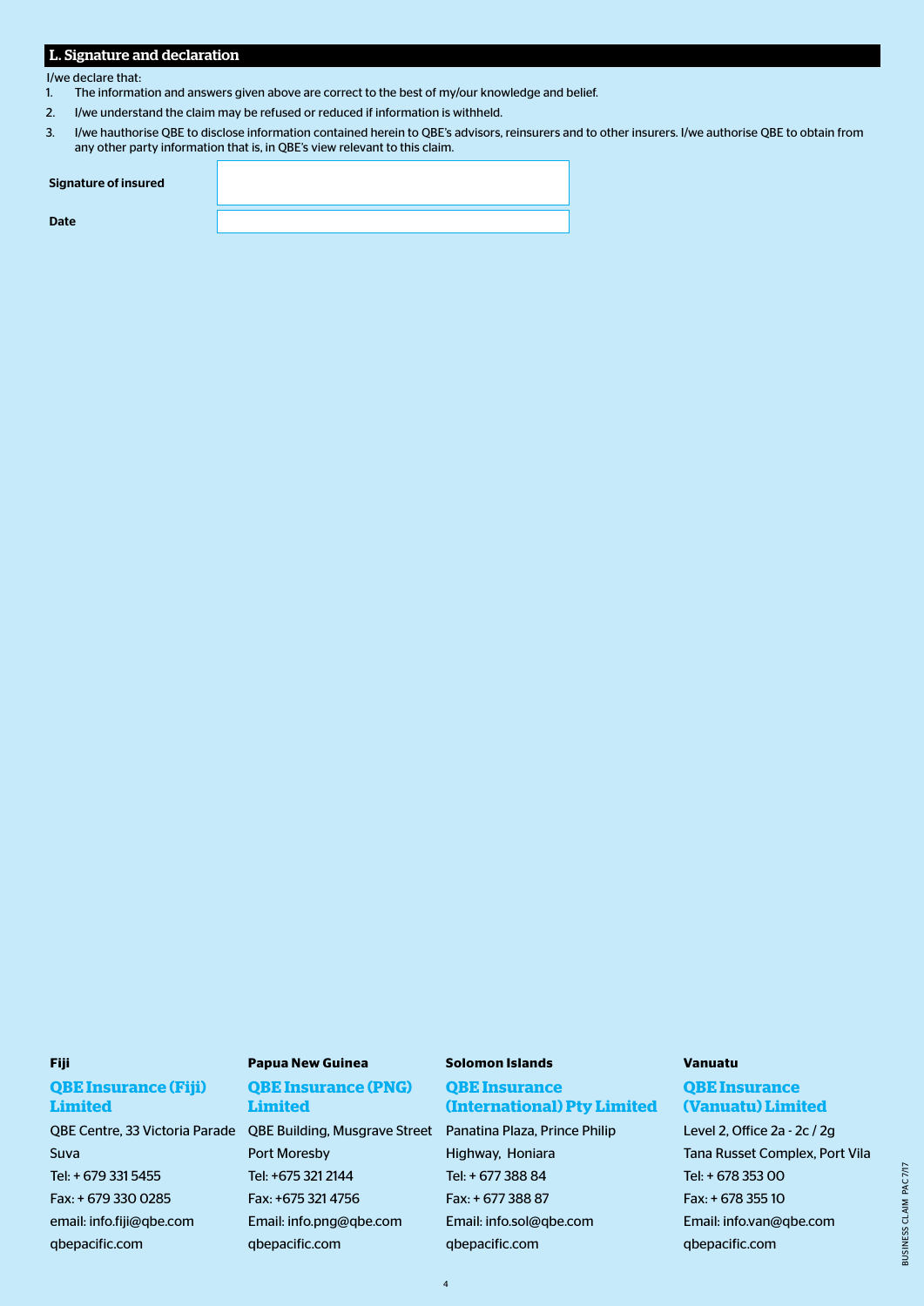## L. Signature and declaration

I/we declare that:

1. The information and answers given above are correct to the best of my/our knowledge and belief.
2. I/we understand the claim may be refused or reduced if information is withheld.
3. I/we hauthorise QBE to disclose information contained herein to QBE's advisors, reinsurers and to other insurers. I/we authorise QBE to obtain from any other party information that is, in QBE's view relevant to this claim.

| | |
|---|---|
| **Signature of insured** | |
| **Date** | |

**Fiji**

**QBE Insurance (Fiji) Limited**

QBE Centre, 33 Victoria Parade
Suva
Tel: + 679 331 5455
Fax: + 679 330 0285
email: info.fiji@qbe.com
qbepacific.com

**Papua New Guinea**

**QBE Insurance (PNG) Limited**

QBE Building, Musgrave Street
Port Moresby
Tel: +675 321 2144
Fax: +675 321 4756
Email: info.png@qbe.com
qbepacific.com

**Solomon Islands**

**QBE Insurance (International) Pty Limited**

Panatina Plaza, Prince Philip Highway, Honiara
Tel: + 677 388 84
Fax: + 677 388 87
Email: info.sol@qbe.com
qbepacific.com

**Vanuatu**

**QBE Insurance (Vanuatu) Limited**

Level 2, Office 2a - 2c / 2g
Tana Russet Complex, Port Vila
Tel: + 678 353 00
Fax: + 678 355 10
Email: info.van@qbe.com
qbepacific.com

BUSINESS CLAIM PAC 7/17